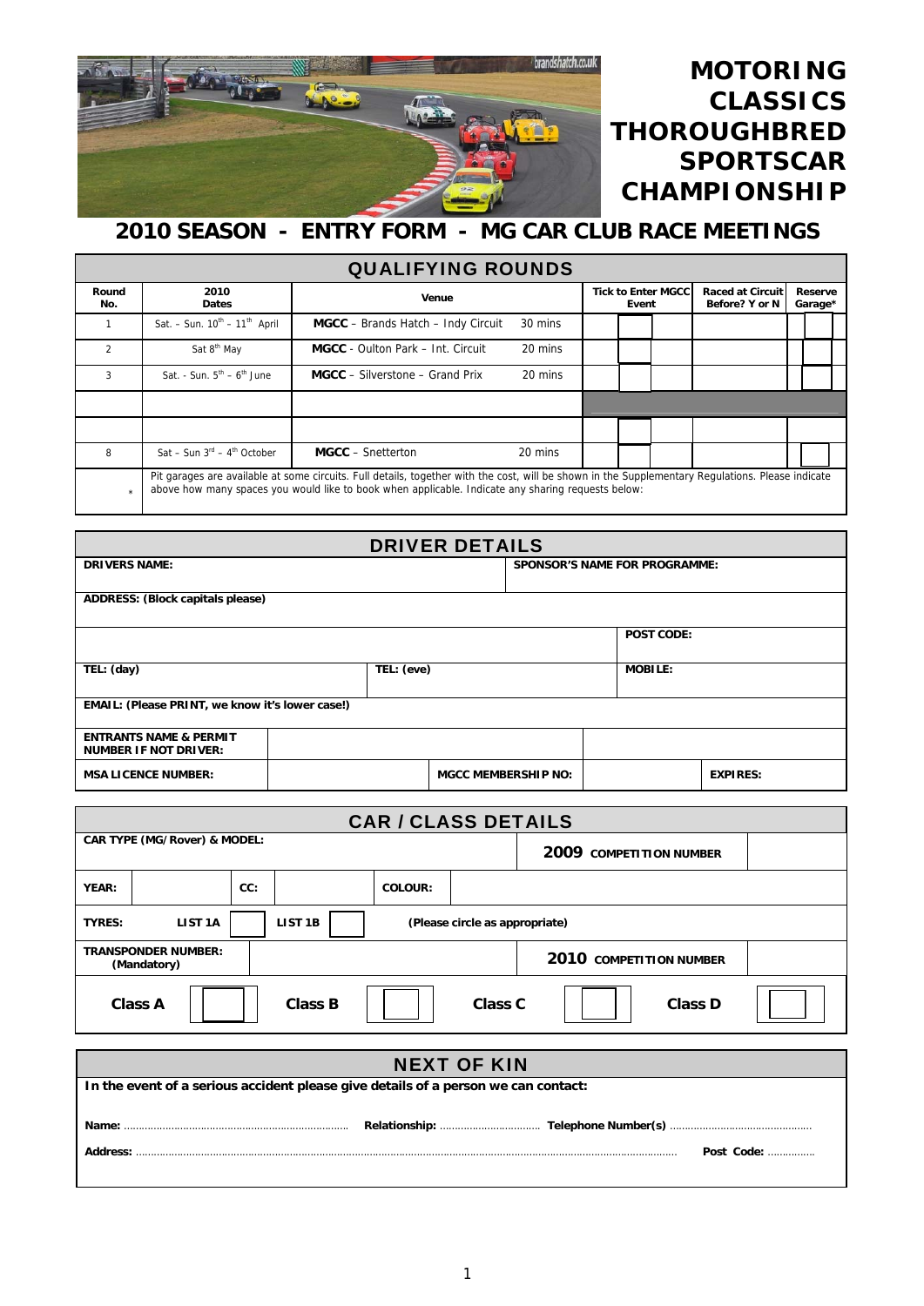# MOTORING CLASSICS THOROUGHBRED SPORTSCAR CHAMPIONSHIP

## 2010 SEASON - ENTRY FORM - MG CAR CLUB RACE MEETINGS

### QUALIFYING ROUNDS

| Round No. | 2010 Dates | Venue | | Tick to Enter MGCC Event | Raced at Circuit Before? Y or N | Reserve Garage* |
|---|---|---|---|---|---|---|
| 1 | Sat. – Sun. 10th – 11th April | **MGCC** – Brands Hatch – Indy Circuit | 30 mins | | | |
| 2 | Sat 8th May | **MGCC** - Oulton Park – Int. Circuit | 20 mins | | | |
| 3 | Sat. - Sun. 5th – 6th June | **MGCC** – Silverstone – Grand Prix | 20 mins | | | |
| | | | | | | |
| | | | | | | |
| 8 | Sat – Sun 3rd – 4th October | **MGCC** – Snetterton | 20 mins | | | |
| * | Pit garages are available at some circuits. Full details, together with the cost, will be shown in the Supplementary Regulations. Please indicate above how many spaces you would like to book when applicable. Indicate any sharing requests below: | | | | | |

### DRIVER DETAILS

| | | | |
|---|---|---|---|
| **DRIVERS NAME:** | | **SPONSOR'S NAME FOR PROGRAMME:** | |
| **ADDRESS: (Block capitals please)** | | | |
| | | **POST CODE:** | |
| **TEL: (day)** | **TEL: (eve)** | **MOBILE:** | |
| **EMAIL: (Please PRINT, we know it's lower case!)** | | | |
| **ENTRANTS NAME & PERMIT NUMBER IF NOT DRIVER:** | | | |
| **MSA LICENCE NUMBER:** | | **MGCC MEMBERSHIP NO:** | **EXPIRES:** |

### CAR / CLASS DETAILS

| | | | | | | | |
|---|---|---|---|---|---|---|---|
| **CAR TYPE (MG/Rover) & MODEL:** | | | | | | **2009 COMPETITION NUMBER** | |
| **YEAR:** | | **CC:** | | **COLOUR:** | | | |
| **TYRES:** | **LIST 1A** | | **LIST 1B** | | **(Please circle as appropriate)** | | |
| **TRANSPONDER NUMBER: (Mandatory)** | | | | | | **2010 COMPETITION NUMBER** | |
| **Class A** | | **Class B** | | **Class C** | | **Class D** | |

### NEXT OF KIN

**In the event of a serious accident please give details of a person we can contact:**

**Name:** ………………………………………………………… **Relationship:** …………………………… **Telephone Number(s)** ……………………………………………

**Address:** ……………………………………………………………………………………………………………………………………………… **Post Code:** ……………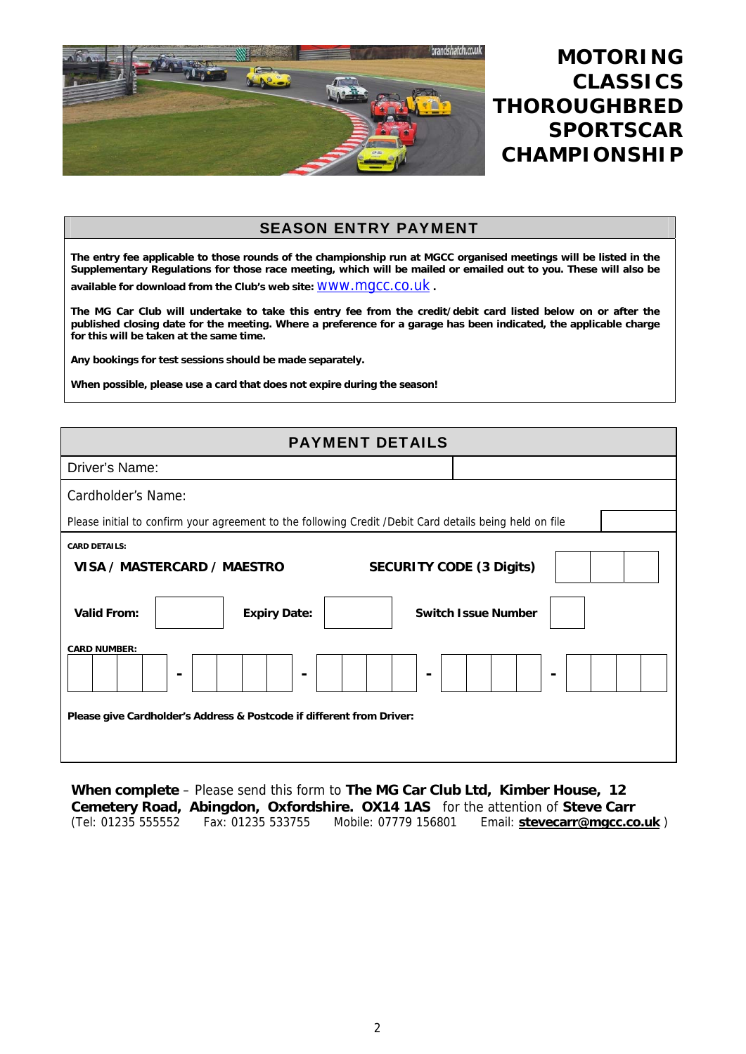# MOTORING CLASSICS THOROUGHBRED SPORTSCAR CHAMPIONSHIP

## SEASON ENTRY PAYMENT

**The entry fee applicable to those rounds of the championship run at MGCC organised meetings will be listed in the Supplementary Regulations for those race meeting, which will be mailed or emailed out to you. These will also be available for download from the Club's web site:** www.mgcc.co.uk **.**

**The MG Car Club will undertake to take this entry fee from the credit/debit card listed below on or after the published closing date for the meeting. Where a preference for a garage has been indicated, the applicable charge for this will be taken at the same time.**

**Any bookings for test sessions should be made separately.**

**When possible, please use a card that does not expire during the season!**

## PAYMENT DETAILS

Driver's Name:

Cardholder's Name:

Please initial to confirm your agreement to the following Credit /Debit Card details being held on file

**CARD DETAILS:**

**VISA / MASTERCARD / MAESTRO** **SECURITY CODE (3 Digits)**

**Valid From:** **Expiry Date:** **Switch Issue Number**

**CARD NUMBER:**

**Please give Cardholder's Address & Postcode if different from Driver:**

**When complete** – Please send this form to **The MG Car Club Ltd, Kimber House, 12 Cemetery Road, Abingdon, Oxfordshire. OX14 1AS** for the attention of **Steve Carr**
(Tel: 01235 555552 Fax: 01235 533755 Mobile: 07779 156801 Email: **stevecarr@mgcc.co.uk** )